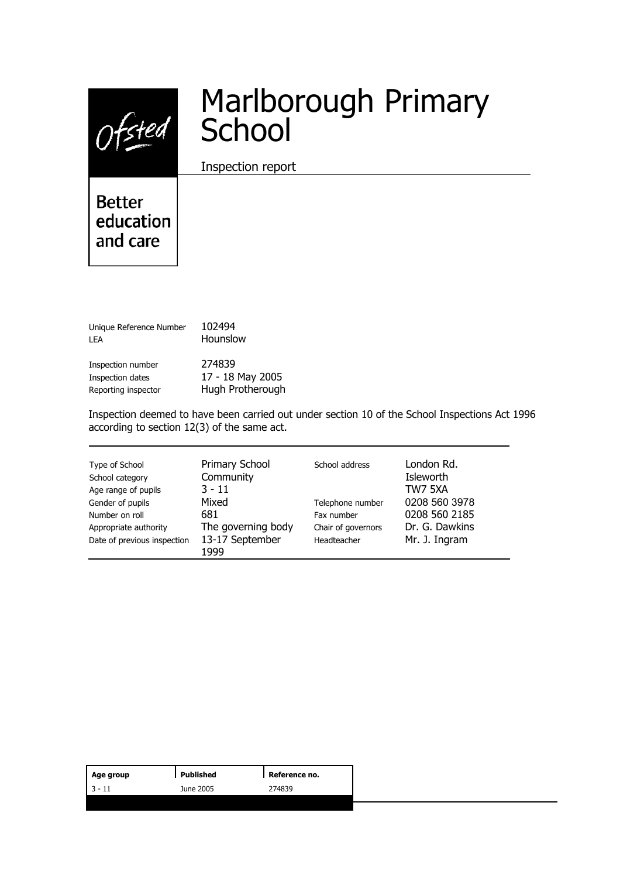Ofsted

Better education and care

# Marlborough Primary School

Inspection report

| | |
|---|---|
| Unique Reference Number | 102494 |
| LEA | Hounslow |
| Inspection number | 274839 |
| Inspection dates | 17 - 18 May 2005 |
| Reporting inspector | Hugh Protherough |

Inspection deemed to have been carried out under section 10 of the School Inspections Act 1996 according to section 12(3) of the same act.

| | | | |
|---|---|---|---|
| Type of School | Primary School | School address | London Rd. Isleworth TW7 5XA |
| School category | Community | | |
| Age range of pupils | 3 - 11 | | |
| Gender of pupils | Mixed | Telephone number | 0208 560 3978 |
| Number on roll | 681 | Fax number | 0208 560 2185 |
| Appropriate authority | The governing body | Chair of governors | Dr. G. Dawkins |
| Date of previous inspection | 13-17 September 1999 | Headteacher | Mr. J. Ingram |

| Age group | Published | Reference no. |
|---|---|---|
| 3 - 11 | June 2005 | 274839 |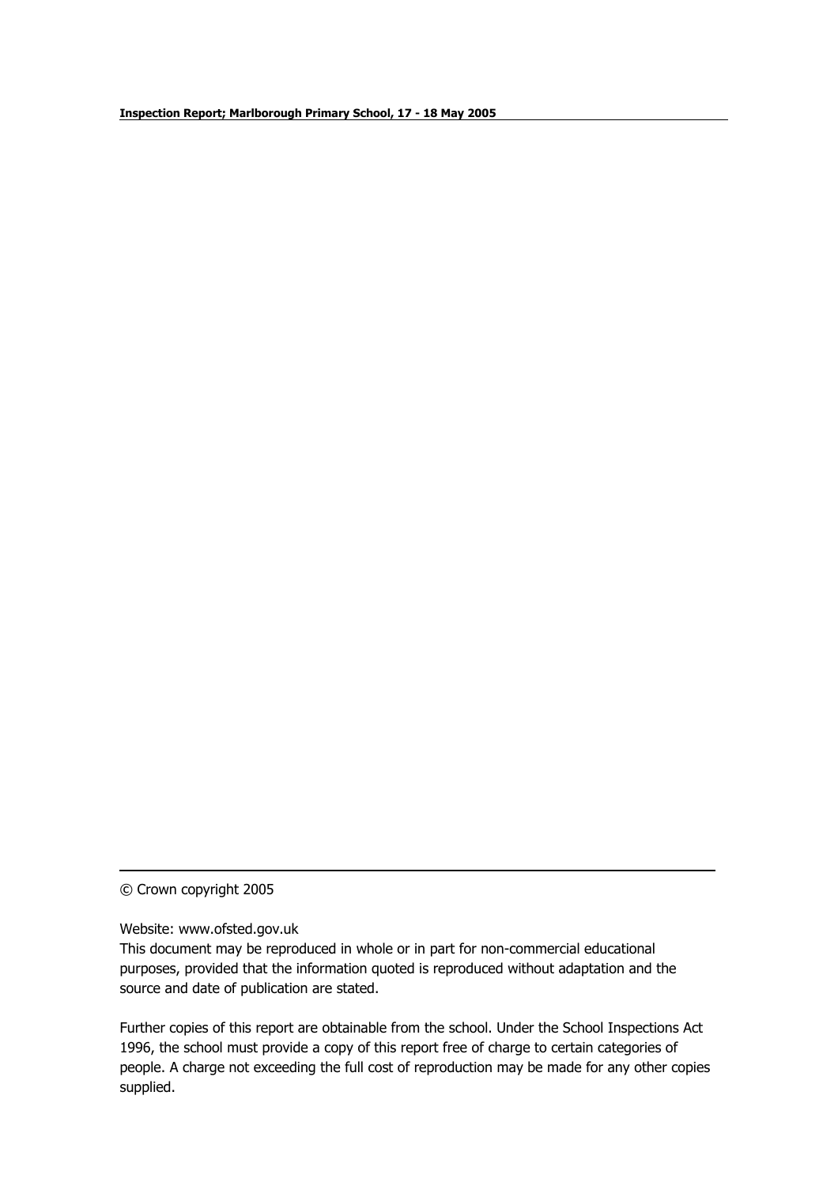© Crown copyright 2005

Website: www.ofsted.gov.uk

This document may be reproduced in whole or in part for non-commercial educational purposes, provided that the information quoted is reproduced without adaptation and the source and date of publication are stated.

Further copies of this report are obtainable from the school. Under the School Inspections Act 1996, the school must provide a copy of this report free of charge to certain categories of people. A charge not exceeding the full cost of reproduction may be made for any other copies supplied.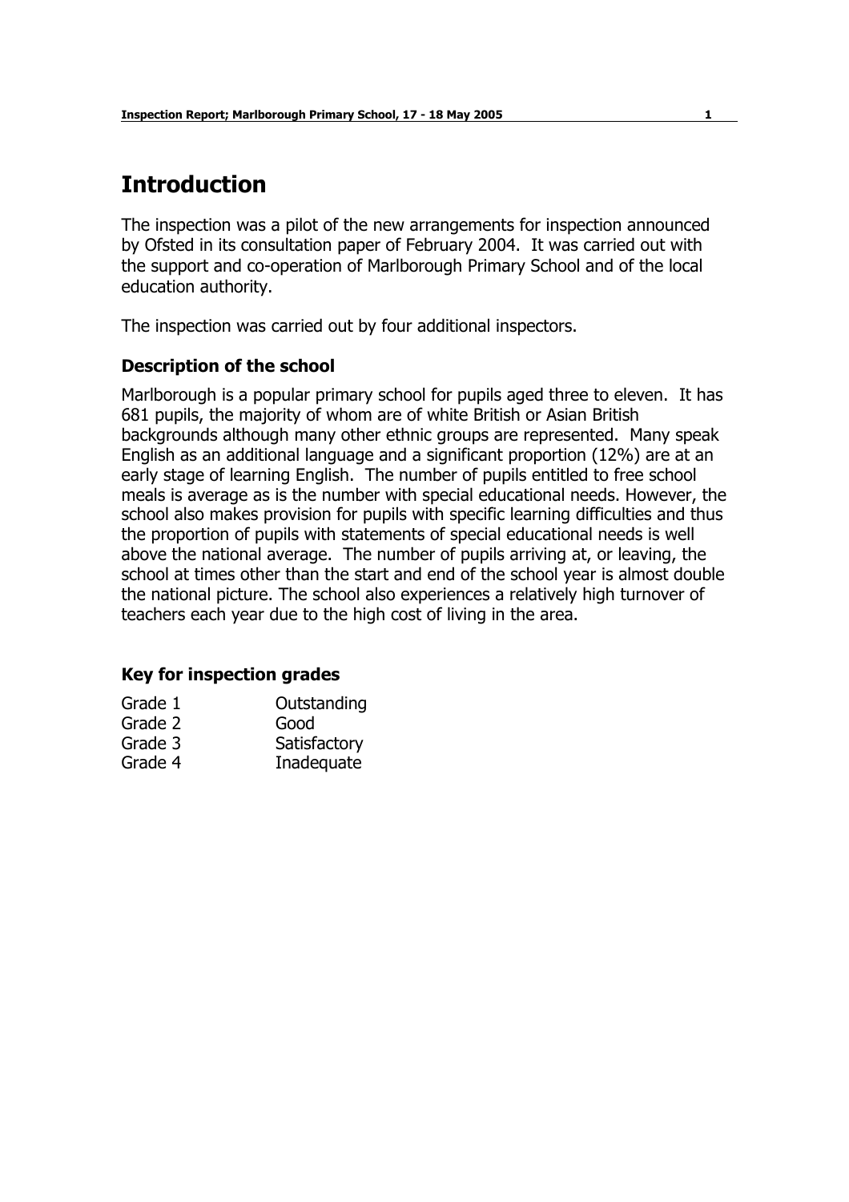# Introduction

The inspection was a pilot of the new arrangements for inspection announced by Ofsted in its consultation paper of February 2004. It was carried out with the support and co-operation of Marlborough Primary School and of the local education authority.

The inspection was carried out by four additional inspectors.

### Description of the school

Marlborough is a popular primary school for pupils aged three to eleven. It has 681 pupils, the majority of whom are of white British or Asian British backgrounds although many other ethnic groups are represented. Many speak English as an additional language and a significant proportion (12%) are at an early stage of learning English. The number of pupils entitled to free school meals is average as is the number with special educational needs. However, the school also makes provision for pupils with specific learning difficulties and thus the proportion of pupils with statements of special educational needs is well above the national average. The number of pupils arriving at, or leaving, the school at times other than the start and end of the school year is almost double the national picture. The school also experiences a relatively high turnover of teachers each year due to the high cost of living in the area.

### Key for inspection grades

| | |
|---|---|
| Grade 1 | Outstanding |
| Grade 2 | Good |
| Grade 3 | Satisfactory |
| Grade 4 | Inadequate |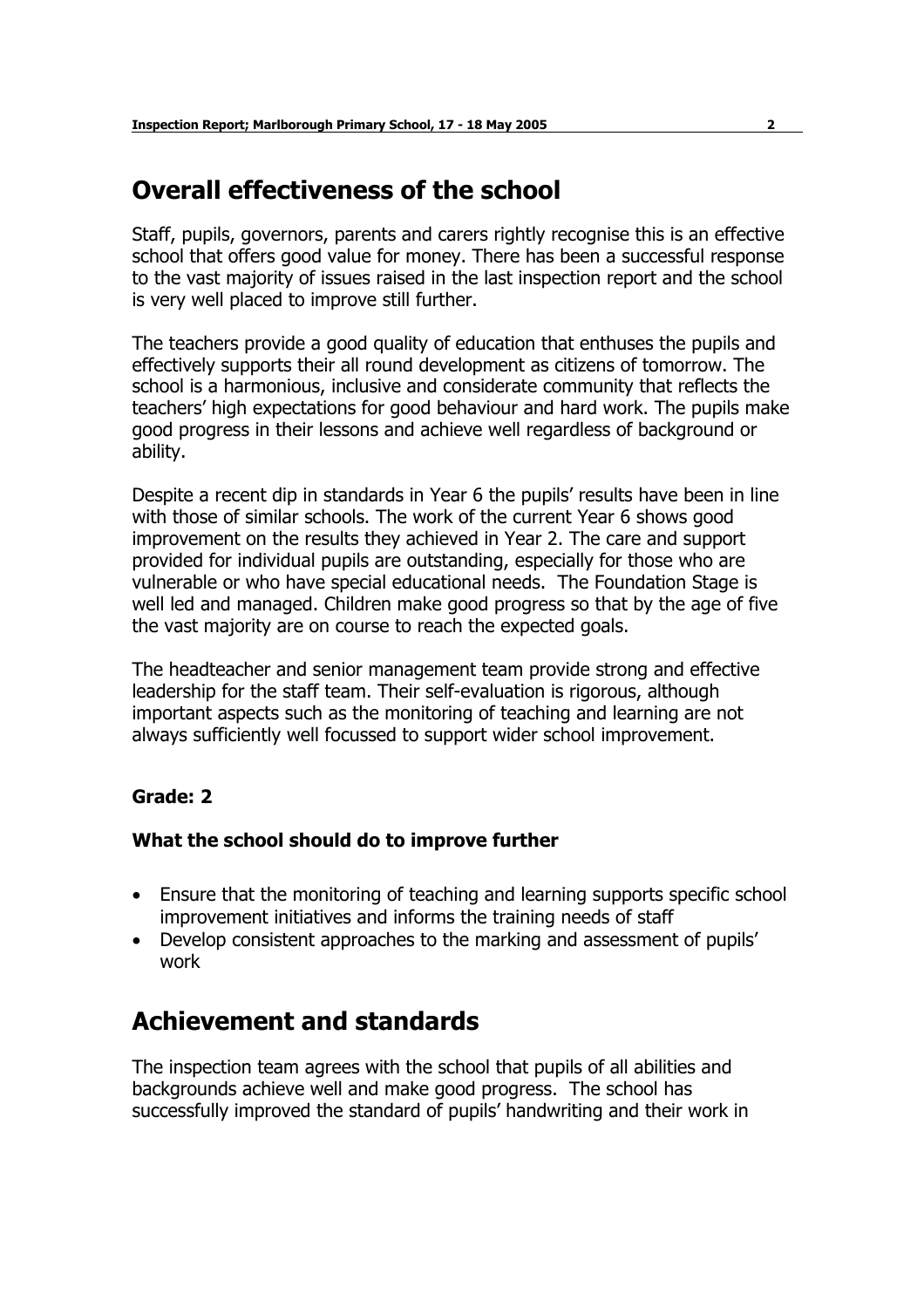## Overall effectiveness of the school

Staff, pupils, governors, parents and carers rightly recognise this is an effective school that offers good value for money. There has been a successful response to the vast majority of issues raised in the last inspection report and the school is very well placed to improve still further.

The teachers provide a good quality of education that enthuses the pupils and effectively supports their all round development as citizens of tomorrow. The school is a harmonious, inclusive and considerate community that reflects the teachers' high expectations for good behaviour and hard work. The pupils make good progress in their lessons and achieve well regardless of background or ability.

Despite a recent dip in standards in Year 6 the pupils' results have been in line with those of similar schools. The work of the current Year 6 shows good improvement on the results they achieved in Year 2. The care and support provided for individual pupils are outstanding, especially for those who are vulnerable or who have special educational needs. The Foundation Stage is well led and managed. Children make good progress so that by the age of five the vast majority are on course to reach the expected goals.

The headteacher and senior management team provide strong and effective leadership for the staff team. Their self-evaluation is rigorous, although important aspects such as the monitoring of teaching and learning are not always sufficiently well focussed to support wider school improvement.

**Grade: 2**

**What the school should do to improve further**

- Ensure that the monitoring of teaching and learning supports specific school improvement initiatives and informs the training needs of staff
- Develop consistent approaches to the marking and assessment of pupils' work

## Achievement and standards

The inspection team agrees with the school that pupils of all abilities and backgrounds achieve well and make good progress. The school has successfully improved the standard of pupils' handwriting and their work in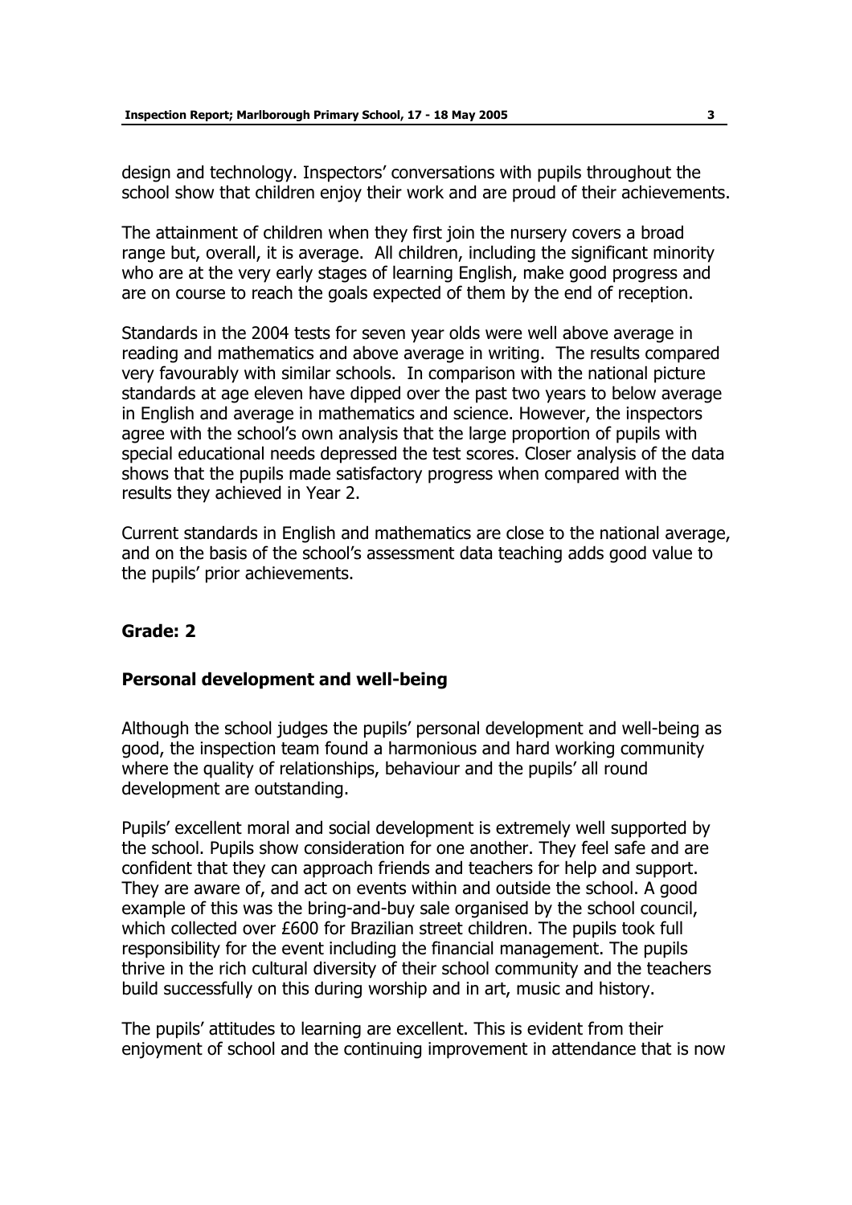design and technology. Inspectors' conversations with pupils throughout the school show that children enjoy their work and are proud of their achievements.

The attainment of children when they first join the nursery covers a broad range but, overall, it is average. All children, including the significant minority who are at the very early stages of learning English, make good progress and are on course to reach the goals expected of them by the end of reception.

Standards in the 2004 tests for seven year olds were well above average in reading and mathematics and above average in writing. The results compared very favourably with similar schools. In comparison with the national picture standards at age eleven have dipped over the past two years to below average in English and average in mathematics and science. However, the inspectors agree with the school's own analysis that the large proportion of pupils with special educational needs depressed the test scores. Closer analysis of the data shows that the pupils made satisfactory progress when compared with the results they achieved in Year 2.

Current standards in English and mathematics are close to the national average, and on the basis of the school's assessment data teaching adds good value to the pupils' prior achievements.

**Grade: 2**

### Personal development and well-being

Although the school judges the pupils' personal development and well-being as good, the inspection team found a harmonious and hard working community where the quality of relationships, behaviour and the pupils' all round development are outstanding.

Pupils' excellent moral and social development is extremely well supported by the school. Pupils show consideration for one another. They feel safe and are confident that they can approach friends and teachers for help and support. They are aware of, and act on events within and outside the school. A good example of this was the bring-and-buy sale organised by the school council, which collected over £600 for Brazilian street children. The pupils took full responsibility for the event including the financial management. The pupils thrive in the rich cultural diversity of their school community and the teachers build successfully on this during worship and in art, music and history.

The pupils' attitudes to learning are excellent. This is evident from their enjoyment of school and the continuing improvement in attendance that is now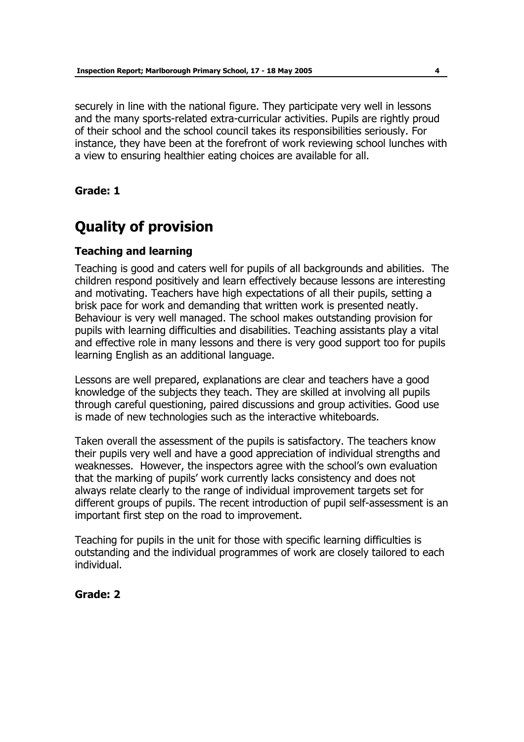securely in line with the national figure. They participate very well in lessons and the many sports-related extra-curricular activities. Pupils are rightly proud of their school and the school council takes its responsibilities seriously. For instance, they have been at the forefront of work reviewing school lunches with a view to ensuring healthier eating choices are available for all.

**Grade: 1**

# Quality of provision

### Teaching and learning

Teaching is good and caters well for pupils of all backgrounds and abilities. The children respond positively and learn effectively because lessons are interesting and motivating. Teachers have high expectations of all their pupils, setting a brisk pace for work and demanding that written work is presented neatly. Behaviour is very well managed. The school makes outstanding provision for pupils with learning difficulties and disabilities. Teaching assistants play a vital and effective role in many lessons and there is very good support too for pupils learning English as an additional language.

Lessons are well prepared, explanations are clear and teachers have a good knowledge of the subjects they teach. They are skilled at involving all pupils through careful questioning, paired discussions and group activities. Good use is made of new technologies such as the interactive whiteboards.

Taken overall the assessment of the pupils is satisfactory. The teachers know their pupils very well and have a good appreciation of individual strengths and weaknesses. However, the inspectors agree with the school's own evaluation that the marking of pupils' work currently lacks consistency and does not always relate clearly to the range of individual improvement targets set for different groups of pupils. The recent introduction of pupil self-assessment is an important first step on the road to improvement.

Teaching for pupils in the unit for those with specific learning difficulties is outstanding and the individual programmes of work are closely tailored to each individual.

**Grade: 2**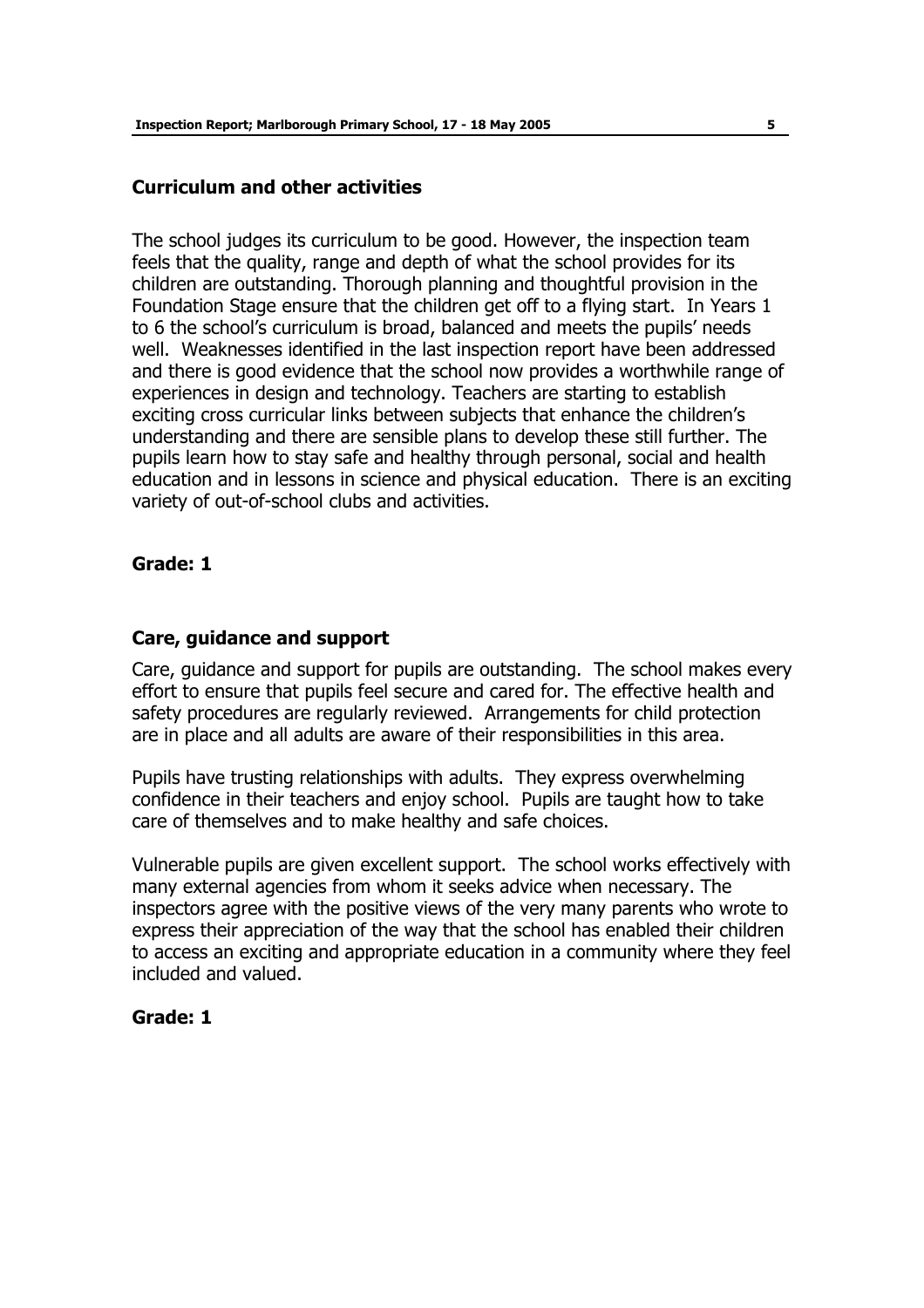## Curriculum and other activities

The school judges its curriculum to be good. However, the inspection team feels that the quality, range and depth of what the school provides for its children are outstanding. Thorough planning and thoughtful provision in the Foundation Stage ensure that the children get off to a flying start. In Years 1 to 6 the school's curriculum is broad, balanced and meets the pupils' needs well. Weaknesses identified in the last inspection report have been addressed and there is good evidence that the school now provides a worthwhile range of experiences in design and technology. Teachers are starting to establish exciting cross curricular links between subjects that enhance the children's understanding and there are sensible plans to develop these still further. The pupils learn how to stay safe and healthy through personal, social and health education and in lessons in science and physical education. There is an exciting variety of out-of-school clubs and activities.

**Grade: 1**

## Care, guidance and support

Care, guidance and support for pupils are outstanding. The school makes every effort to ensure that pupils feel secure and cared for. The effective health and safety procedures are regularly reviewed. Arrangements for child protection are in place and all adults are aware of their responsibilities in this area.

Pupils have trusting relationships with adults. They express overwhelming confidence in their teachers and enjoy school. Pupils are taught how to take care of themselves and to make healthy and safe choices.

Vulnerable pupils are given excellent support. The school works effectively with many external agencies from whom it seeks advice when necessary. The inspectors agree with the positive views of the very many parents who wrote to express their appreciation of the way that the school has enabled their children to access an exciting and appropriate education in a community where they feel included and valued.

**Grade: 1**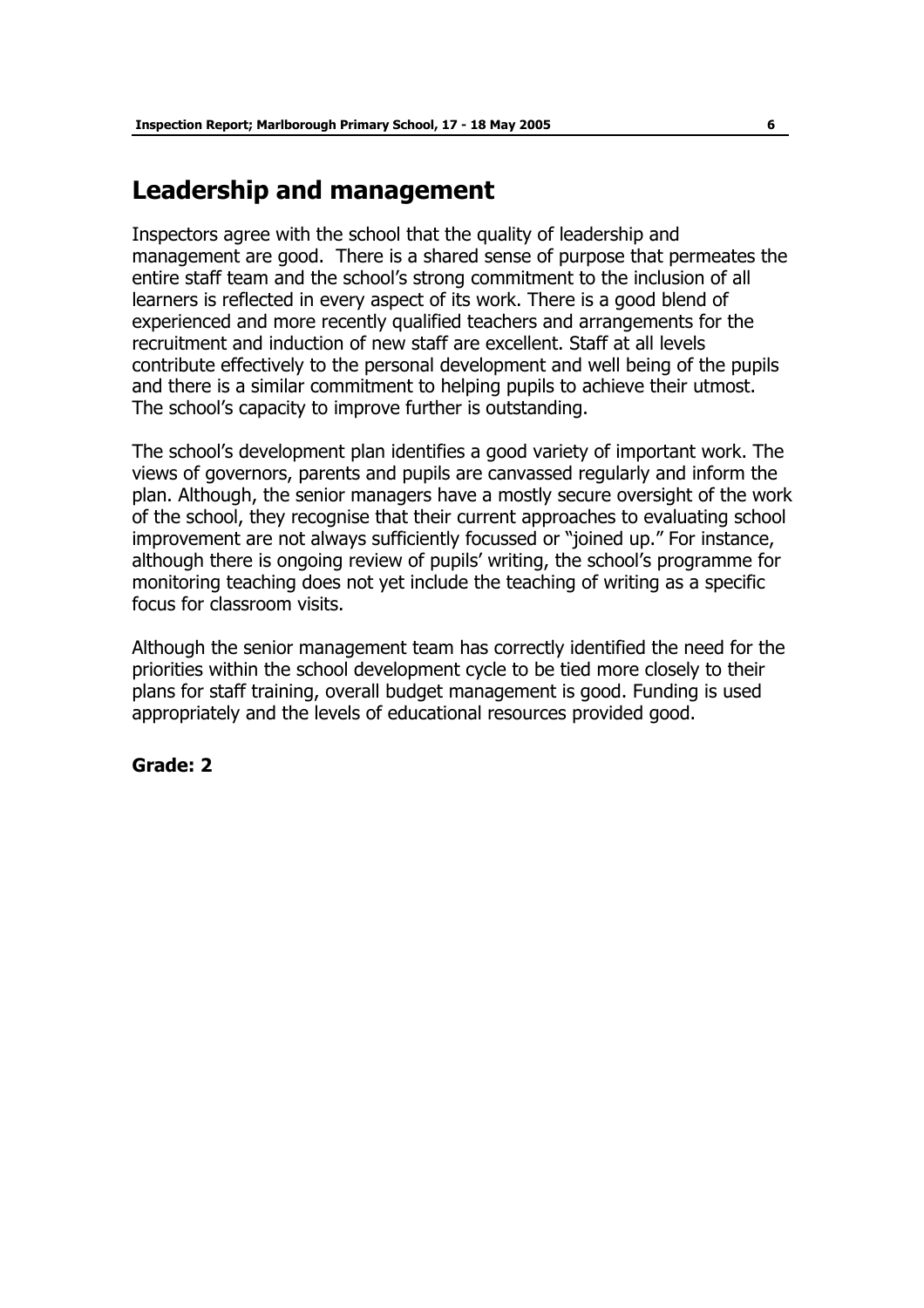## Leadership and management

Inspectors agree with the school that the quality of leadership and management are good. There is a shared sense of purpose that permeates the entire staff team and the school's strong commitment to the inclusion of all learners is reflected in every aspect of its work. There is a good blend of experienced and more recently qualified teachers and arrangements for the recruitment and induction of new staff are excellent. Staff at all levels contribute effectively to the personal development and well being of the pupils and there is a similar commitment to helping pupils to achieve their utmost. The school's capacity to improve further is outstanding.

The school's development plan identifies a good variety of important work. The views of governors, parents and pupils are canvassed regularly and inform the plan. Although, the senior managers have a mostly secure oversight of the work of the school, they recognise that their current approaches to evaluating school improvement are not always sufficiently focussed or "joined up." For instance, although there is ongoing review of pupils' writing, the school's programme for monitoring teaching does not yet include the teaching of writing as a specific focus for classroom visits.

Although the senior management team has correctly identified the need for the priorities within the school development cycle to be tied more closely to their plans for staff training, overall budget management is good. Funding is used appropriately and the levels of educational resources provided good.

**Grade: 2**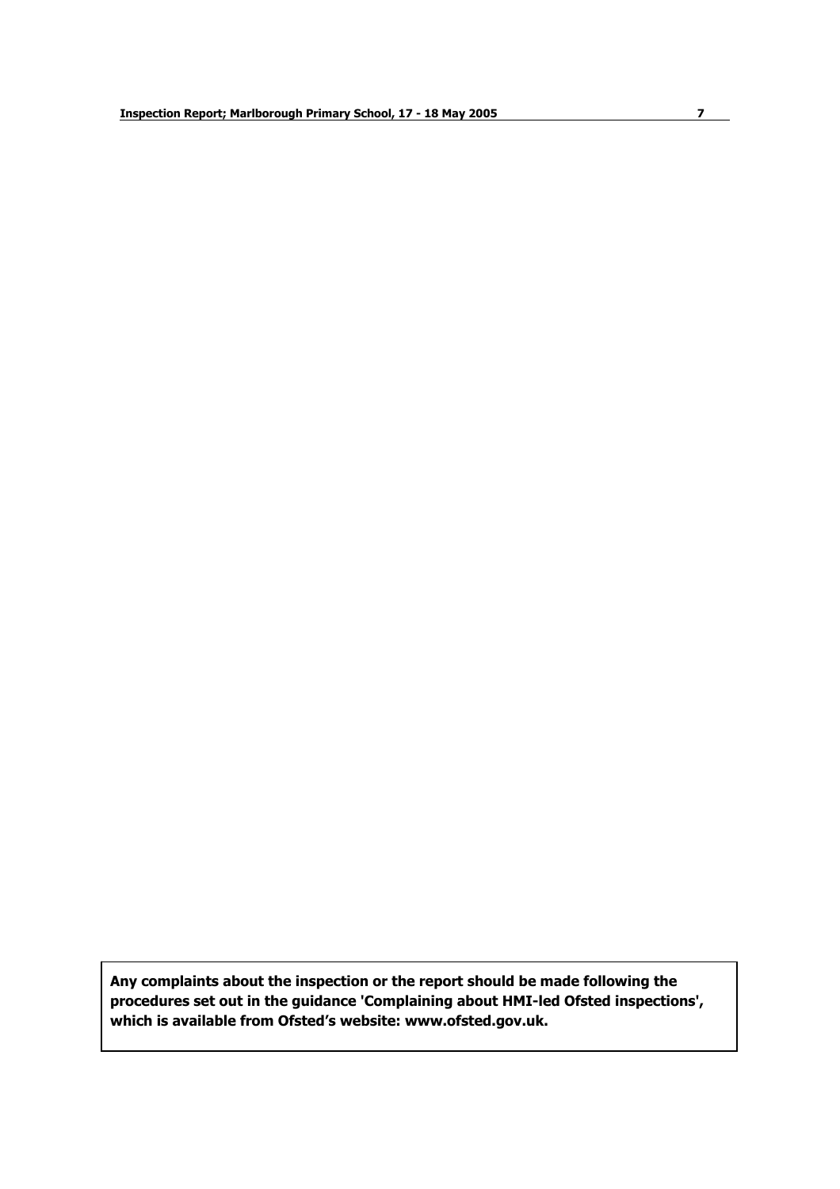**Any complaints about the inspection or the report should be made following the procedures set out in the guidance 'Complaining about HMI-led Ofsted inspections', which is available from Ofsted's website: www.ofsted.gov.uk.**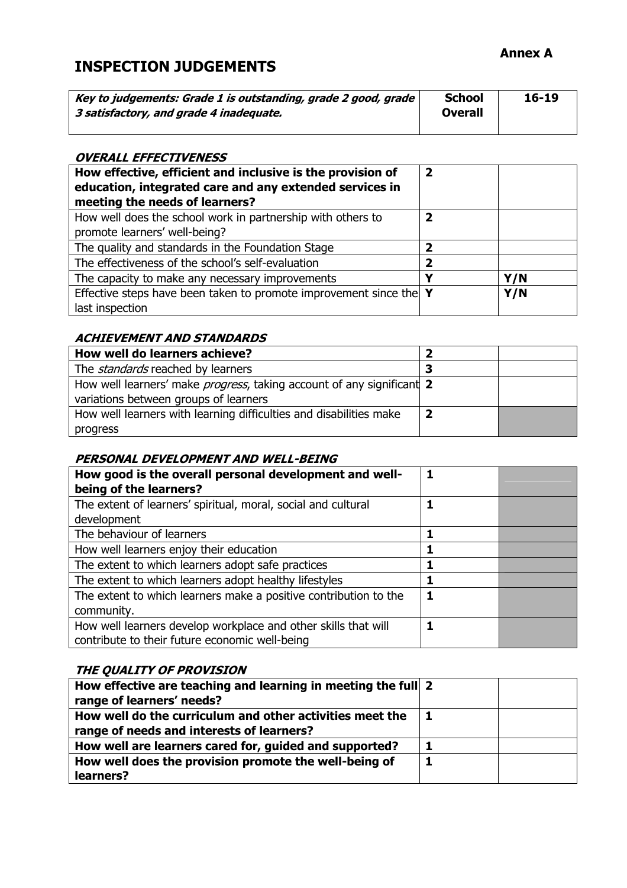**Annex A**

# INSPECTION JUDGEMENTS

| *Key to judgements: Grade 1 is outstanding, grade 2 good, grade 3 satisfactory, and grade 4 inadequate.* | **School Overall** | **16-19** |
|---|---|---|

### *OVERALL EFFECTIVENESS*

| | | |
|---|---|---|
| **How effective, efficient and inclusive is the provision of education, integrated care and any extended services in meeting the needs of learners?** | **2** | |
| How well does the school work in partnership with others to promote learners' well-being? | **2** | |
| The quality and standards in the Foundation Stage | **2** | |
| The effectiveness of the school's self-evaluation | **2** | |
| The capacity to make any necessary improvements | **Y** | **Y/N** |
| Effective steps have been taken to promote improvement since the last inspection | **Y** | **Y/N** |

### *ACHIEVEMENT AND STANDARDS*

| | | |
|---|---|---|
| **How well do learners achieve?** | **2** | |
| The *standards* reached by learners | **3** | |
| How well learners' make *progress*, taking account of any significant variations between groups of learners | **2** | |
| How well learners with learning difficulties and disabilities make progress | **2** | |

### *PERSONAL DEVELOPMENT AND WELL-BEING*

| | | |
|---|---|---|
| **How good is the overall personal development and well-being of the learners?** | **1** | |
| The extent of learners' spiritual, moral, social and cultural development | **1** | |
| The behaviour of learners | **1** | |
| How well learners enjoy their education | **1** | |
| The extent to which learners adopt safe practices | **1** | |
| The extent to which learners adopt healthy lifestyles | **1** | |
| The extent to which learners make a positive contribution to the community. | **1** | |
| How well learners develop workplace and other skills that will contribute to their future economic well-being | **1** | |

### *THE QUALITY OF PROVISION*

| | | |
|---|---|---|
| **How effective are teaching and learning in meeting the full range of learners' needs?** | **2** | |
| **How well do the curriculum and other activities meet the range of needs and interests of learners?** | **1** | |
| **How well are learners cared for, guided and supported?** | **1** | |
| **How well does the provision promote the well-being of learners?** | **1** | |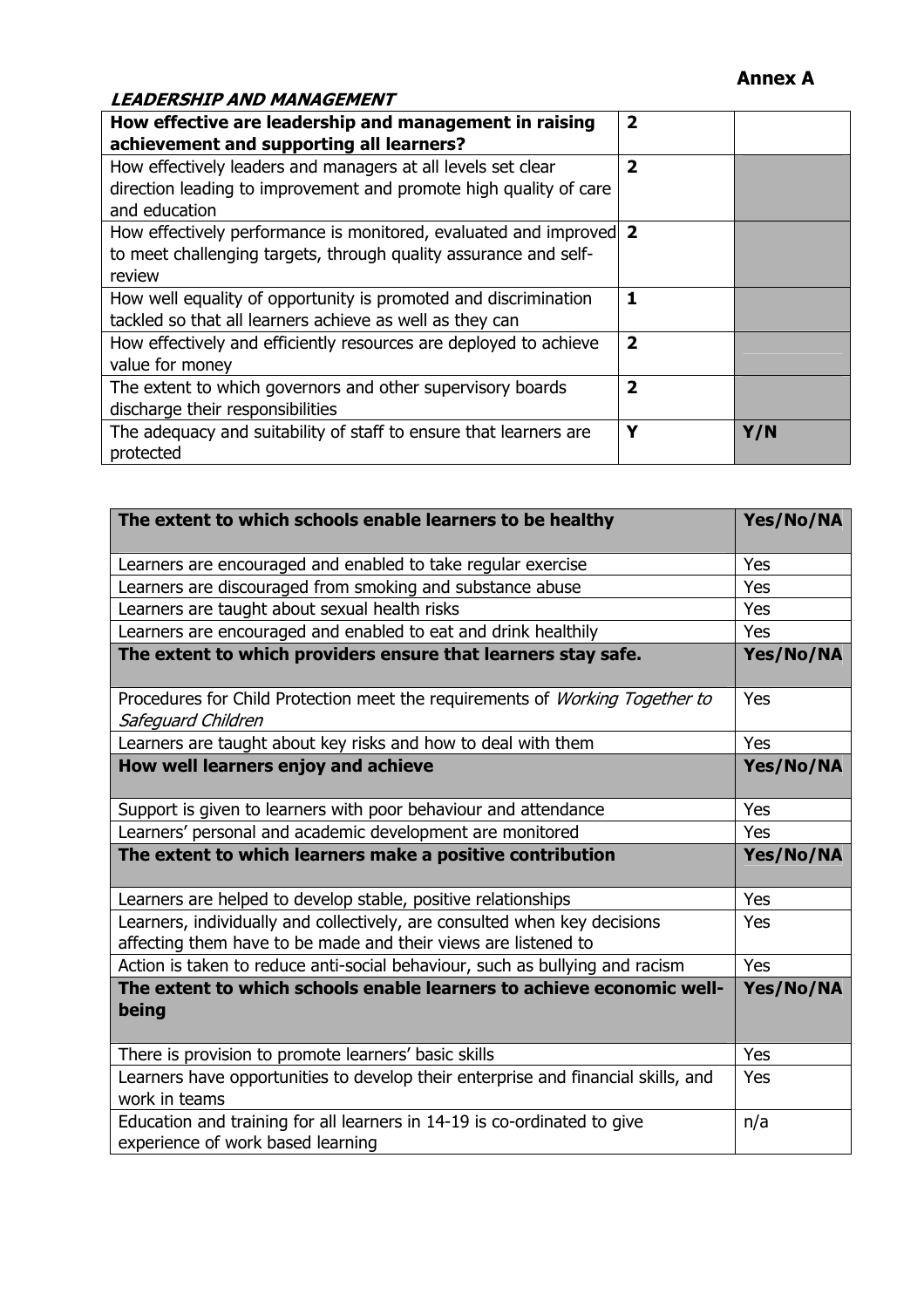**Annex A**

***LEADERSHIP AND MANAGEMENT***

| **How effective are leadership and management in raising achievement and supporting all learners?** | **2** | |
|---|---|---|
| How effectively leaders and managers at all levels set clear direction leading to improvement and promote high quality of care and education | **2** | |
| How effectively performance is monitored, evaluated and improved to meet challenging targets, through quality assurance and self-review | **2** | |
| How well equality of opportunity is promoted and discrimination tackled so that all learners achieve as well as they can | **1** | |
| How effectively and efficiently resources are deployed to achieve value for money | **2** | |
| The extent to which governors and other supervisory boards discharge their responsibilities | **2** | |
| The adequacy and suitability of staff to ensure that learners are protected | **Y** | **Y/N** |

| **The extent to which schools enable learners to be healthy** | **Yes/No/NA** |
|---|---|
| Learners are encouraged and enabled to take regular exercise | Yes |
| Learners are discouraged from smoking and substance abuse | Yes |
| Learners are taught about sexual health risks | Yes |
| Learners are encouraged and enabled to eat and drink healthily | Yes |
| **The extent to which providers ensure that learners stay safe.** | **Yes/No/NA** |
| Procedures for Child Protection meet the requirements of *Working Together to Safeguard Children* | Yes |
| Learners are taught about key risks and how to deal with them | Yes |
| **How well learners enjoy and achieve** | **Yes/No/NA** |
| Support is given to learners with poor behaviour and attendance | Yes |
| Learners' personal and academic development are monitored | Yes |
| **The extent to which learners make a positive contribution** | **Yes/No/NA** |
| Learners are helped to develop stable, positive relationships | Yes |
| Learners, individually and collectively, are consulted when key decisions affecting them have to be made and their views are listened to | Yes |
| Action is taken to reduce anti-social behaviour, such as bullying and racism | Yes |
| **The extent to which schools enable learners to achieve economic well-being** | **Yes/No/NA** |
| There is provision to promote learners' basic skills | Yes |
| Learners have opportunities to develop their enterprise and financial skills, and work in teams | Yes |
| Education and training for all learners in 14-19 is co-ordinated to give experience of work based learning | n/a |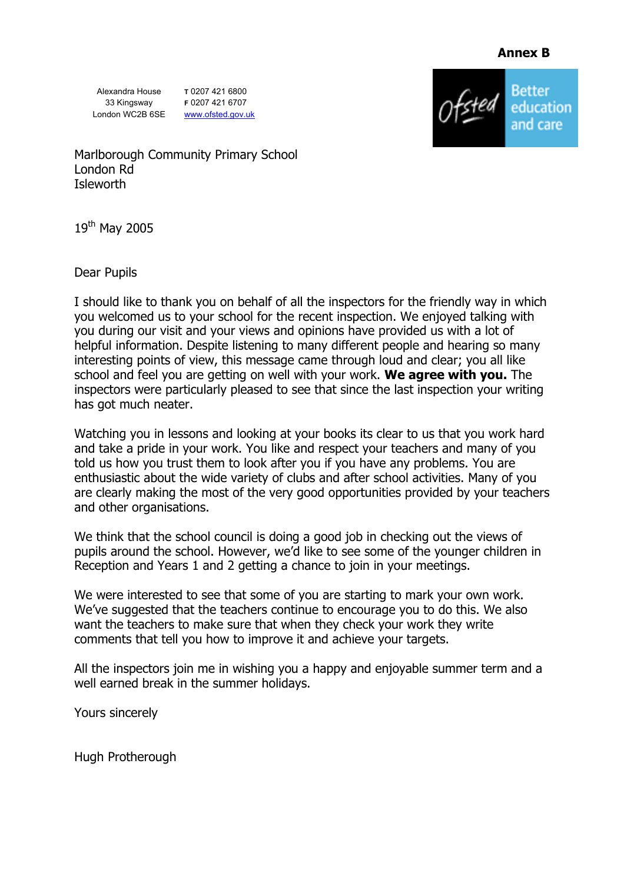**Annex B**

Alexandra House
33 Kingsway
London WC2B 6SE

T 0207 421 6800
F 0207 421 6707
www.ofsted.gov.uk

Ofsted Better education and care

Marlborough Community Primary School
London Rd
Isleworth

19th May 2005

Dear Pupils

I should like to thank you on behalf of all the inspectors for the friendly way in which you welcomed us to your school for the recent inspection. We enjoyed talking with you during our visit and your views and opinions have provided us with a lot of helpful information. Despite listening to many different people and hearing so many interesting points of view, this message came through loud and clear; you all like school and feel you are getting on well with your work. **We agree with you.** The inspectors were particularly pleased to see that since the last inspection your writing has got much neater.

Watching you in lessons and looking at your books its clear to us that you work hard and take a pride in your work. You like and respect your teachers and many of you told us how you trust them to look after you if you have any problems. You are enthusiastic about the wide variety of clubs and after school activities. Many of you are clearly making the most of the very good opportunities provided by your teachers and other organisations.

We think that the school council is doing a good job in checking out the views of pupils around the school. However, we'd like to see some of the younger children in Reception and Years 1 and 2 getting a chance to join in your meetings.

We were interested to see that some of you are starting to mark your own work. We've suggested that the teachers continue to encourage you to do this. We also want the teachers to make sure that when they check your work they write comments that tell you how to improve it and achieve your targets.

All the inspectors join me in wishing you a happy and enjoyable summer term and a well earned break in the summer holidays.

Yours sincerely

Hugh Protherough